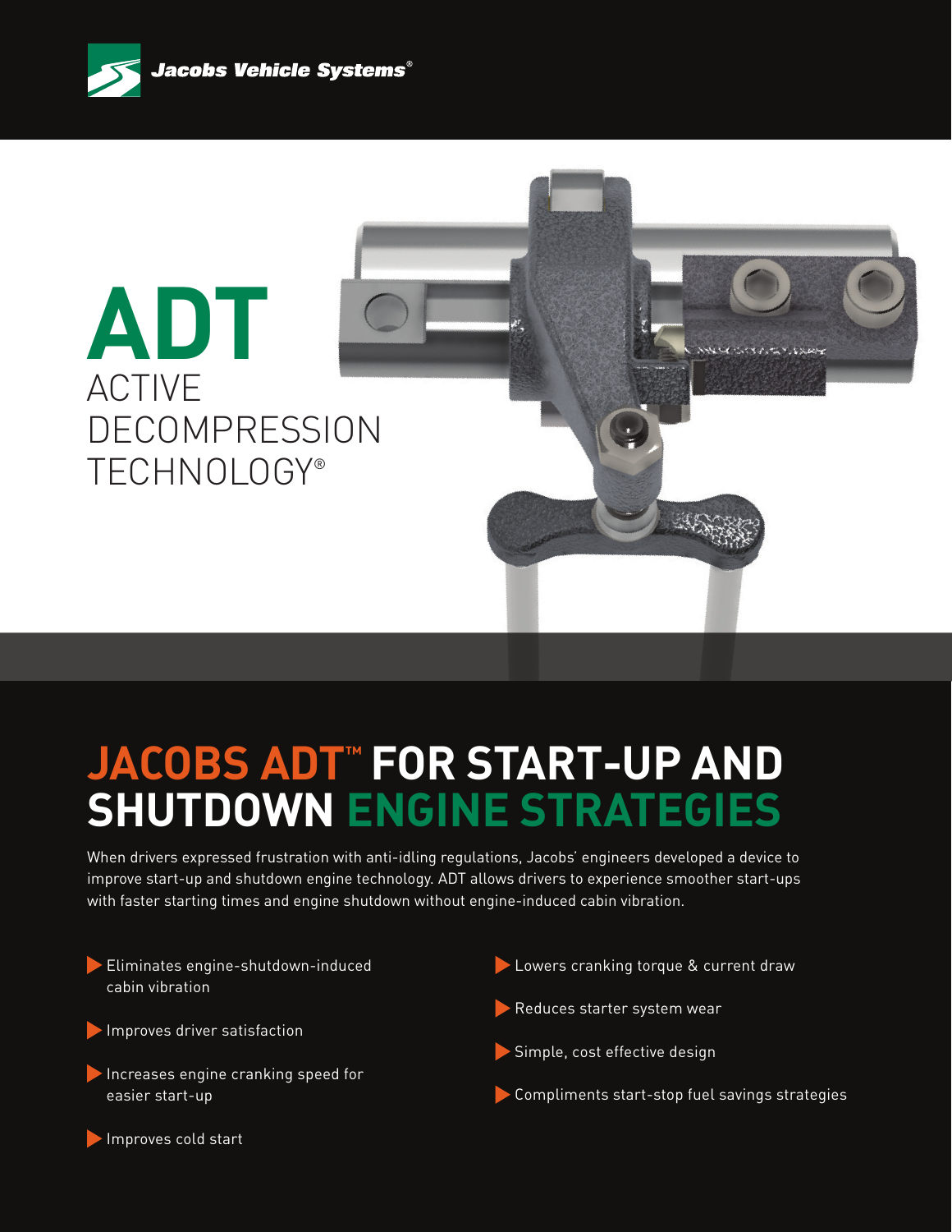Jacobs Vehicle Systems®

# ADT

ACTIVE DECOMPRESSION TECHNOLOGY®

## JACOBS ADT™ FOR START-UP AND SHUTDOWN ENGINE STRATEGIES

When drivers expressed frustration with anti-idling regulations, Jacobs' engineers developed a device to improve start-up and shutdown engine technology. ADT allows drivers to experience smoother start-ups with faster starting times and engine shutdown without engine-induced cabin vibration.

- Eliminates engine-shutdown-induced cabin vibration
- Improves driver satisfaction
- Increases engine cranking speed for easier start-up
- Improves cold start
- Lowers cranking torque & current draw
- Reduces starter system wear
- Simple, cost effective design
- Compliments start-stop fuel savings strategies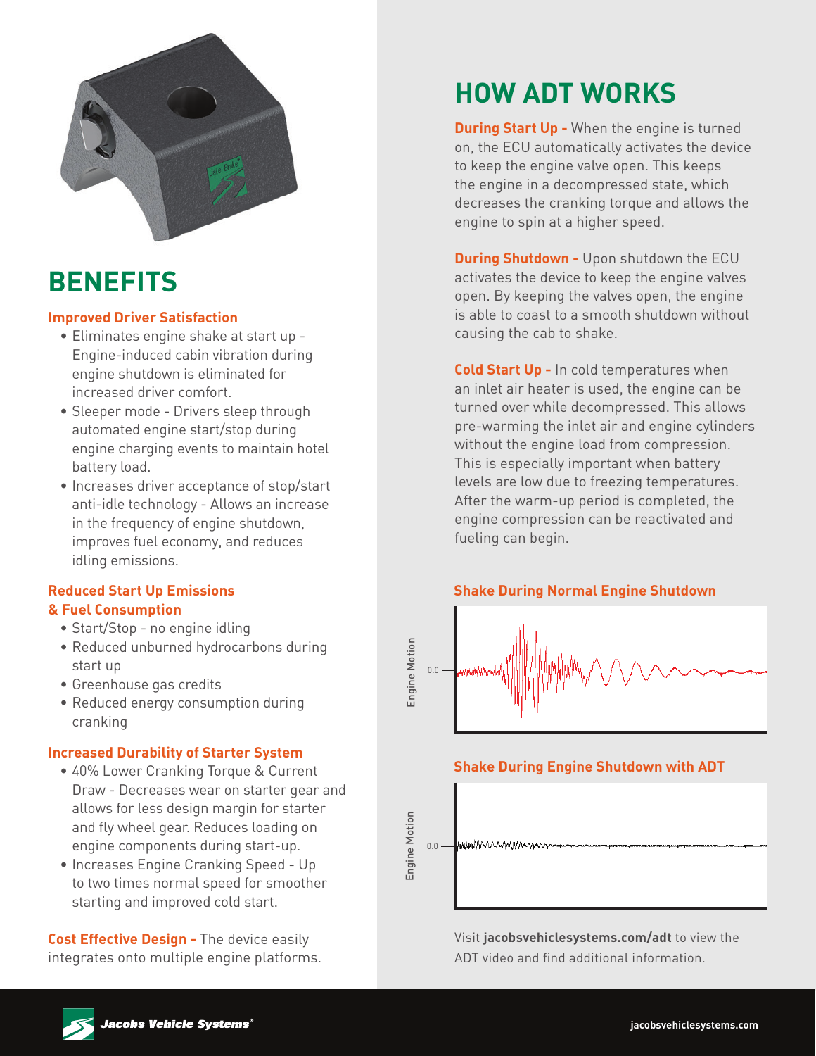## BENEFITS

### Improved Driver Satisfaction

- Eliminates engine shake at start up - Engine-induced cabin vibration during engine shutdown is eliminated for increased driver comfort.
- Sleeper mode - Drivers sleep through automated engine start/stop during engine charging events to maintain hotel battery load.
- Increases driver acceptance of stop/start anti-idle technology - Allows an increase in the frequency of engine shutdown, improves fuel economy, and reduces idling emissions.

### Reduced Start Up Emissions & Fuel Consumption

- Start/Stop - no engine idling
- Reduced unburned hydrocarbons during start up
- Greenhouse gas credits
- Reduced energy consumption during cranking

### Increased Durability of Starter System

- 40% Lower Cranking Torque & Current Draw - Decreases wear on starter gear and allows for less design margin for starter and fly wheel gear. Reduces loading on engine components during start-up.
- Increases Engine Cranking Speed - Up to two times normal speed for smoother starting and improved cold start.

**Cost Effective Design -** The device easily integrates onto multiple engine platforms.

## HOW ADT WORKS

**During Start Up -** When the engine is turned on, the ECU automatically activates the device to keep the engine valve open. This keeps the engine in a decompressed state, which decreases the cranking torque and allows the engine to spin at a higher speed.

**During Shutdown -** Upon shutdown the ECU activates the device to keep the engine valves open. By keeping the valves open, the engine is able to coast to a smooth shutdown without causing the cab to shake.

**Cold Start Up -** In cold temperatures when an inlet air heater is used, the engine can be turned over while decompressed. This allows pre-warming the inlet air and engine cylinders without the engine load from compression. This is especially important when battery levels are low due to freezing temperatures. After the warm-up period is completed, the engine compression can be reactivated and fueling can begin.

### Shake During Normal Engine Shutdown

Engine Motion

0.0

### Shake During Engine Shutdown with ADT

Engine Motion

0.0

Visit **jacobsvehiclesystems.com/adt** to view the ADT video and find additional information.

Jacobs Vehicle Systems®

jacobsvehiclesystems.com